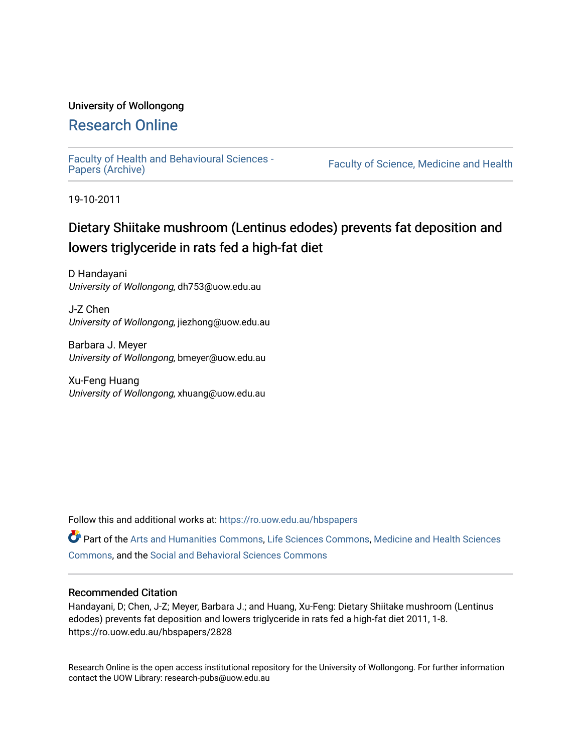University of Wollongong

# Research Online

Faculty of Health and Behavioural Sciences - Papers (Archive)

Faculty of Science, Medicine and Health

19-10-2011

## Dietary Shiitake mushroom (Lentinus edodes) prevents fat deposition and lowers triglyceride in rats fed a high-fat diet

D Handayani
*University of Wollongong*, dh753@uow.edu.au

J-Z Chen
*University of Wollongong*, jiezhong@uow.edu.au

Barbara J. Meyer
*University of Wollongong*, bmeyer@uow.edu.au

Xu-Feng Huang
*University of Wollongong*, xhuang@uow.edu.au

Follow this and additional works at: https://ro.uow.edu.au/hbspapers

Part of the Arts and Humanities Commons, Life Sciences Commons, Medicine and Health Sciences Commons, and the Social and Behavioral Sciences Commons

### Recommended Citation

Handayani, D; Chen, J-Z; Meyer, Barbara J.; and Huang, Xu-Feng: Dietary Shiitake mushroom (Lentinus edodes) prevents fat deposition and lowers triglyceride in rats fed a high-fat diet 2011, 1-8.
https://ro.uow.edu.au/hbspapers/2828

Research Online is the open access institutional repository for the University of Wollongong. For further information contact the UOW Library: research-pubs@uow.edu.au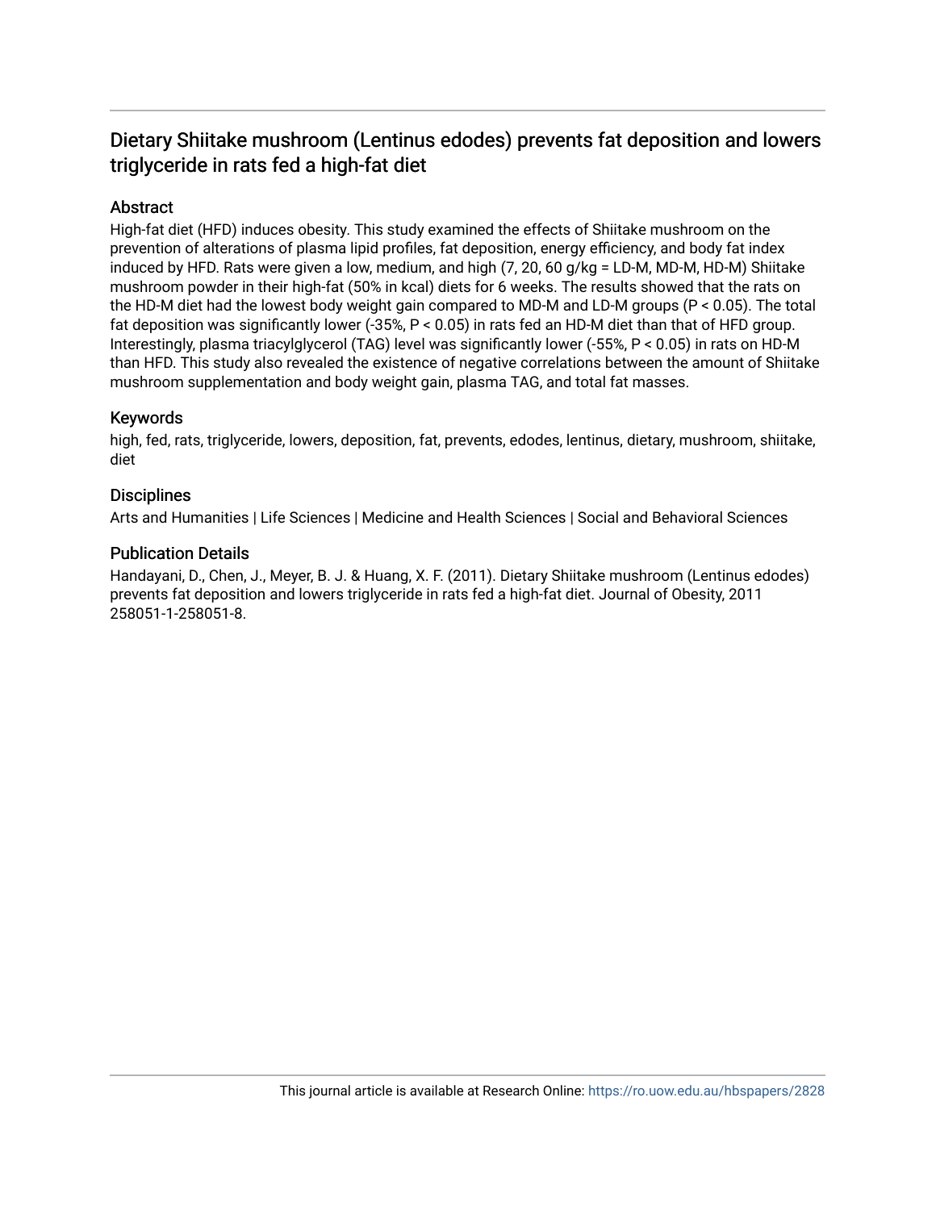# Dietary Shiitake mushroom (Lentinus edodes) prevents fat deposition and lowers triglyceride in rats fed a high-fat diet

## Abstract

High-fat diet (HFD) induces obesity. This study examined the effects of Shiitake mushroom on the prevention of alterations of plasma lipid profiles, fat deposition, energy efficiency, and body fat index induced by HFD. Rats were given a low, medium, and high (7, 20, 60 g/kg = LD-M, MD-M, HD-M) Shiitake mushroom powder in their high-fat (50% in kcal) diets for 6 weeks. The results showed that the rats on the HD-M diet had the lowest body weight gain compared to MD-M and LD-M groups ($P < 0.05$). The total fat deposition was significantly lower (-35%, $P < 0.05$) in rats fed an HD-M diet than that of HFD group. Interestingly, plasma triacylglycerol (TAG) level was significantly lower (-55%, $P < 0.05$) in rats on HD-M than HFD. This study also revealed the existence of negative correlations between the amount of Shiitake mushroom supplementation and body weight gain, plasma TAG, and total fat masses.

## Keywords

high, fed, rats, triglyceride, lowers, deposition, fat, prevents, edodes, lentinus, dietary, mushroom, shiitake, diet

## Disciplines

Arts and Humanities | Life Sciences | Medicine and Health Sciences | Social and Behavioral Sciences

## Publication Details

Handayani, D., Chen, J., Meyer, B. J. & Huang, X. F. (2011). Dietary Shiitake mushroom (Lentinus edodes) prevents fat deposition and lowers triglyceride in rats fed a high-fat diet. Journal of Obesity, 2011 258051-1-258051-8.

This journal article is available at Research Online: https://ro.uow.edu.au/hbspapers/2828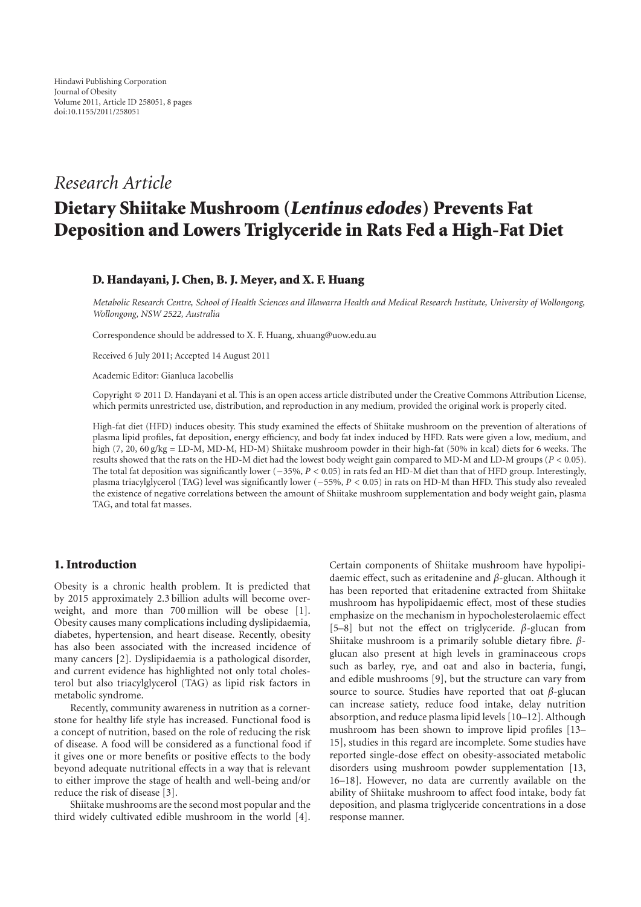Hindawi Publishing Corporation
Journal of Obesity
Volume 2011, Article ID 258051, 8 pages
doi:10.1155/2011/258051

*Research Article*

# Dietary Shiitake Mushroom (*Lentinus edodes*) Prevents Fat Deposition and Lowers Triglyceride in Rats Fed a High-Fat Diet

**D. Handayani, J. Chen, B. J. Meyer, and X. F. Huang**

*Metabolic Research Centre, School of Health Sciences and Illawarra Health and Medical Research Institute, University of Wollongong, Wollongong, NSW 2522, Australia*

Correspondence should be addressed to X. F. Huang, xhuang@uow.edu.au

Received 6 July 2011; Accepted 14 August 2011

Academic Editor: Gianluca Iacobellis

Copyright © 2011 D. Handayani et al. This is an open access article distributed under the Creative Commons Attribution License, which permits unrestricted use, distribution, and reproduction in any medium, provided the original work is properly cited.

High-fat diet (HFD) induces obesity. This study examined the effects of Shiitake mushroom on the prevention of alterations of plasma lipid profiles, fat deposition, energy efficiency, and body fat index induced by HFD. Rats were given a low, medium, and high (7, 20, 60 g/kg = LD-M, MD-M, HD-M) Shiitake mushroom powder in their high-fat (50% in kcal) diets for 6 weeks. The results showed that the rats on the HD-M diet had the lowest body weight gain compared to MD-M and LD-M groups ($P < 0.05$). The total fat deposition was significantly lower (−35%, $P < 0.05$) in rats fed an HD-M diet than that of HFD group. Interestingly, plasma triacylglycerol (TAG) level was significantly lower (−55%, $P < 0.05$) in rats on HD-M than HFD. This study also revealed the existence of negative correlations between the amount of Shiitake mushroom supplementation and body weight gain, plasma TAG, and total fat masses.

## 1. Introduction

Obesity is a chronic health problem. It is predicted that by 2015 approximately 2.3 billion adults will become overweight, and more than 700 million will be obese [1]. Obesity causes many complications including dyslipidaemia, diabetes, hypertension, and heart disease. Recently, obesity has also been associated with the increased incidence of many cancers [2]. Dyslipidaemia is a pathological disorder, and current evidence has highlighted not only total cholesterol but also triacylglycerol (TAG) as lipid risk factors in metabolic syndrome.

Recently, community awareness in nutrition as a cornerstone for healthy life style has increased. Functional food is a concept of nutrition, based on the role of reducing the risk of disease. A food will be considered as a functional food if it gives one or more benefits or positive effects to the body beyond adequate nutritional effects in a way that is relevant to either improve the stage of health and well-being and/or reduce the risk of disease [3].

Shiitake mushrooms are the second most popular and the third widely cultivated edible mushroom in the world [4]. Certain components of Shiitake mushroom have hypolipidaemic effect, such as eritadenine and $\beta$-glucan. Although it has been reported that eritadenine extracted from Shiitake mushroom has hypolipidaemic effect, most of these studies emphasize on the mechanism in hypocholesterolaemic effect [5–8] but not the effect on triglyceride. $\beta$-glucan from Shiitake mushroom is a primarily soluble dietary fibre. $\beta$-glucan also present at high levels in graminaceous crops such as barley, rye, and oat and also in bacteria, fungi, and edible mushrooms [9], but the structure can vary from source to source. Studies have reported that oat $\beta$-glucan can increase satiety, reduce food intake, delay nutrition absorption, and reduce plasma lipid levels [10–12]. Although mushroom has been shown to improve lipid profiles [13–15], studies in this regard are incomplete. Some studies have reported single-dose effect on obesity-associated metabolic disorders using mushroom powder supplementation [13, 16–18]. However, no data are currently available on the ability of Shiitake mushroom to affect food intake, body fat deposition, and plasma triglyceride concentrations in a dose response manner.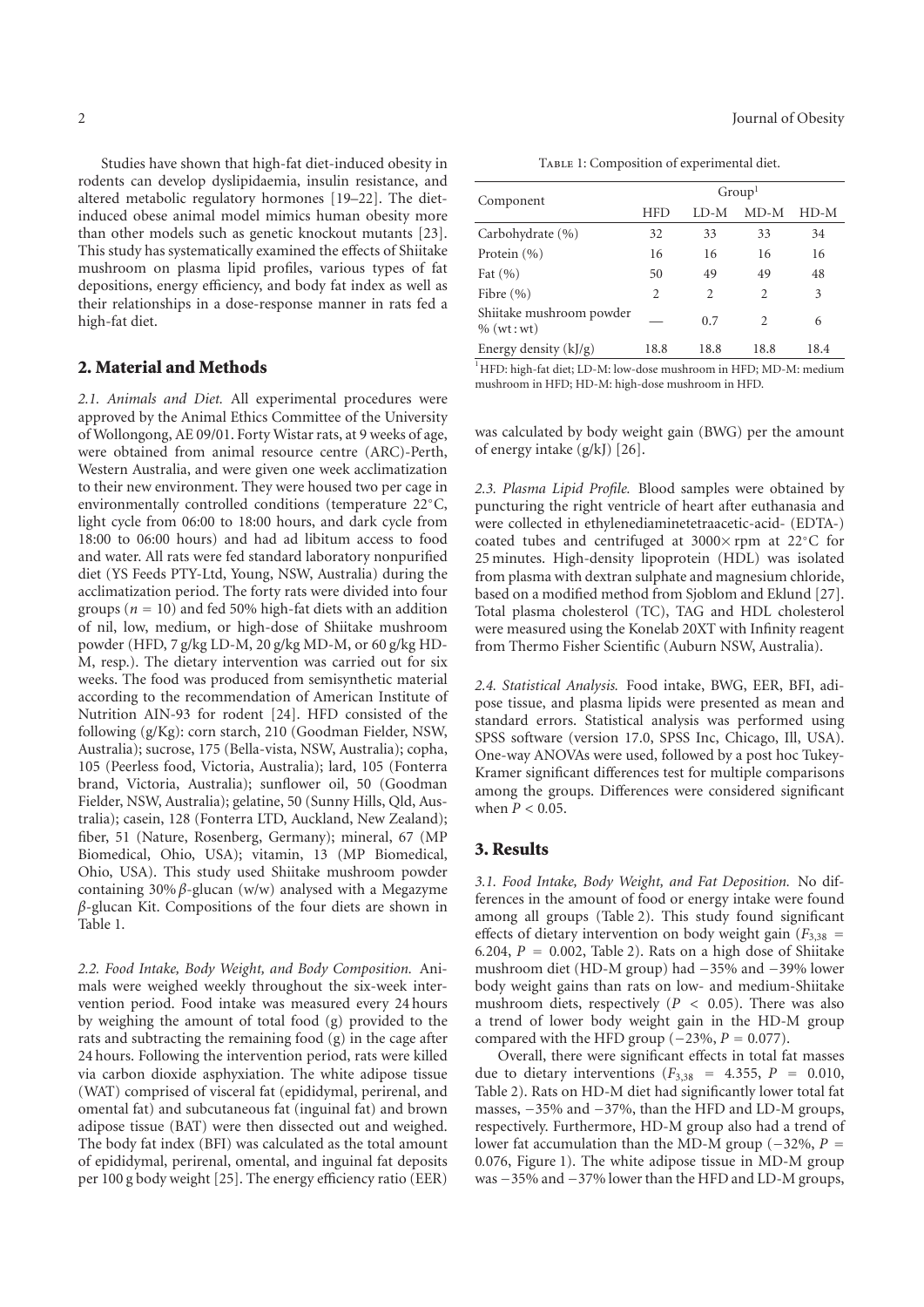Studies have shown that high-fat diet-induced obesity in rodents can develop dyslipidaemia, insulin resistance, and altered metabolic regulatory hormones [19–22]. The diet-induced obese animal model mimics human obesity more than other models such as genetic knockout mutants [23]. This study has systematically examined the effects of Shiitake mushroom on plasma lipid profiles, various types of fat depositions, energy efficiency, and body fat index as well as their relationships in a dose-response manner in rats fed a high-fat diet.

## 2. Material and Methods

*2.1. Animals and Diet.* All experimental procedures were approved by the Animal Ethics Committee of the University of Wollongong, AE 09/01. Forty Wistar rats, at 9 weeks of age, were obtained from animal resource centre (ARC)-Perth, Western Australia, and were given one week acclimatization to their new environment. They were housed two per cage in environmentally controlled conditions (temperature 22°C, light cycle from 06:00 to 18:00 hours, and dark cycle from 18:00 to 06:00 hours) and had ad libitum access to food and water. All rats were fed standard laboratory nonpurified diet (YS Feeds PTY-Ltd, Young, NSW, Australia) during the acclimatization period. The forty rats were divided into four groups ($n = 10$) and fed 50% high-fat diets with an addition of nil, low, medium, or high-dose of Shiitake mushroom powder (HFD, 7 g/kg LD-M, 20 g/kg MD-M, or 60 g/kg HD-M, resp.). The dietary intervention was carried out for six weeks. The food was produced from semisynthetic material according to the recommendation of American Institute of Nutrition AIN-93 for rodent [24]. HFD consisted of the following (g/Kg): corn starch, 210 (Goodman Fielder, NSW, Australia); sucrose, 175 (Bella-vista, NSW, Australia); copha, 105 (Peerless food, Victoria, Australia); lard, 105 (Fonterra brand, Victoria, Australia); sunflower oil, 50 (Goodman Fielder, NSW, Australia); gelatine, 50 (Sunny Hills, Qld, Australia); casein, 128 (Fonterra LTD, Auckland, New Zealand); fiber, 51 (Nature, Rosenberg, Germany); mineral, 67 (MP Biomedical, Ohio, USA); vitamin, 13 (MP Biomedical, Ohio, USA). This study used Shiitake mushroom powder containing 30% $\beta$-glucan (w/w) analysed with a Megazyme $\beta$-glucan Kit. Compositions of the four diets are shown in Table 1.

Table 1: Composition of experimental diet.

| Component | Group[1] | | | |
|---|---|---|---|---|
| | HFD | LD-M | MD-M | HD-M |
| Carbohydrate (%) | 32 | 33 | 33 | 34 |
| Protein (%) | 16 | 16 | 16 | 16 |
| Fat (%) | 50 | 49 | 49 | 48 |
| Fibre (%) | 2 | 2 | 2 | 3 |
| Shiitake mushroom powder % (wt : wt) | — | 0.7 | 2 | 6 |
| Energy density (kJ/g) | 18.8 | 18.8 | 18.8 | 18.4 |

[1]HFD: high-fat diet; LD-M: low-dose mushroom in HFD; MD-M: medium mushroom in HFD; HD-M: high-dose mushroom in HFD.

*2.2. Food Intake, Body Weight, and Body Composition.* Animals were weighed weekly throughout the six-week intervention period. Food intake was measured every 24 hours by weighing the amount of total food (g) provided to the rats and subtracting the remaining food (g) in the cage after 24 hours. Following the intervention period, rats were killed via carbon dioxide asphyxiation. The white adipose tissue (WAT) comprised of visceral fat (epididymal, perirenal, and omental fat) and subcutaneous fat (inguinal fat) and brown adipose tissue (BAT) were then dissected out and weighed. The body fat index (BFI) was calculated as the total amount of epididymal, perirenal, omental, and inguinal fat deposits per 100 g body weight [25]. The energy efficiency ratio (EER) was calculated by body weight gain (BWG) per the amount of energy intake (g/kJ) [26].

*2.3. Plasma Lipid Profile.* Blood samples were obtained by puncturing the right ventricle of heart after euthanasia and were collected in ethylenediaminetetraacetic-acid- (EDTA-) coated tubes and centrifuged at 3000× rpm at 22°C for 25 minutes. High-density lipoprotein (HDL) was isolated from plasma with dextran sulphate and magnesium chloride, based on a modified method from Sjoblom and Eklund [27]. Total plasma cholesterol (TC), TAG and HDL cholesterol were measured using the Konelab 20XT with Infinity reagent from Thermo Fisher Scientific (Auburn NSW, Australia).

*2.4. Statistical Analysis.* Food intake, BWG, EER, BFI, adipose tissue, and plasma lipids were presented as mean and standard errors. Statistical analysis was performed using SPSS software (version 17.0, SPSS Inc, Chicago, Ill, USA). One-way ANOVAs were used, followed by a post hoc Tukey-Kramer significant differences test for multiple comparisons among the groups. Differences were considered significant when $P < 0.05$.

## 3. Results

*3.1. Food Intake, Body Weight, and Fat Deposition.* No differences in the amount of food or energy intake were found among all groups (Table 2). This study found significant effects of dietary intervention on body weight gain ($F_{3,38} = 6.204$, $P = 0.002$, Table 2). Rats on a high dose of Shiitake mushroom diet (HD-M group) had −35% and −39% lower body weight gains than rats on low- and medium-Shiitake mushroom diets, respectively ($P < 0.05$). There was also a trend of lower body weight gain in the HD-M group compared with the HFD group (−23%, $P = 0.077$).

Overall, there were significant effects in total fat masses due to dietary interventions ($F_{3,38} = 4.355$, $P = 0.010$, Table 2). Rats on HD-M diet had significantly lower total fat masses, −35% and −37%, than the HFD and LD-M groups, respectively. Furthermore, HD-M group also had a trend of lower fat accumulation than the MD-M group (−32%, $P = 0.076$, Figure 1). The white adipose tissue in MD-M group was −35% and −37% lower than the HFD and LD-M groups,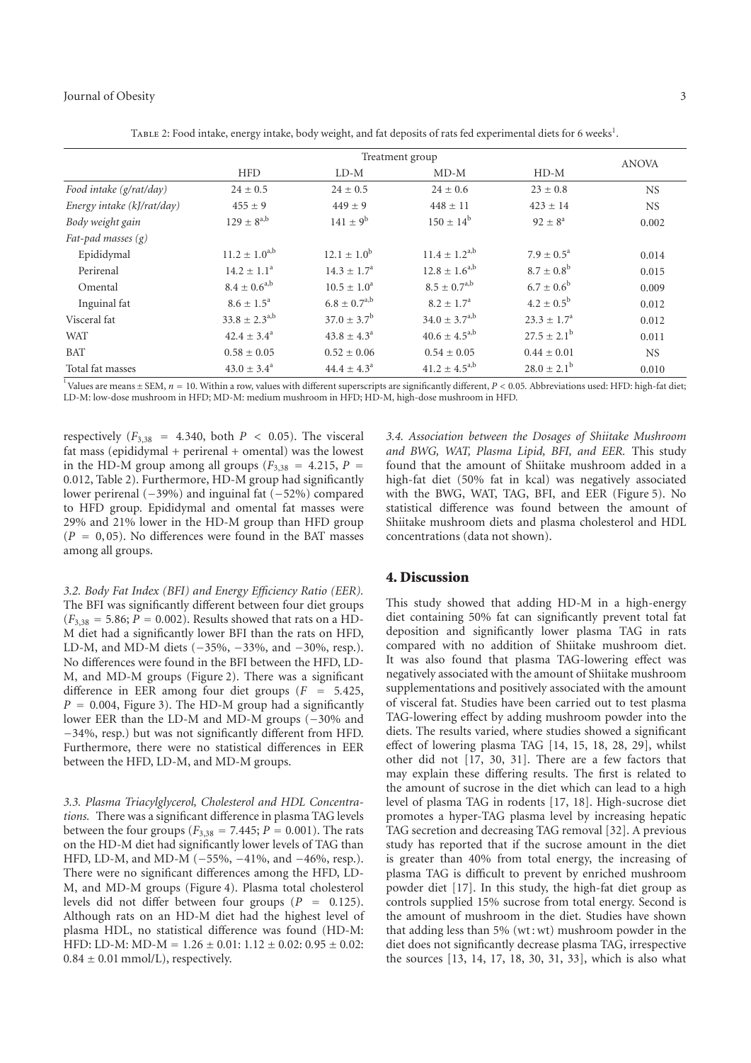Table 2: Food intake, energy intake, body weight, and fat deposits of rats fed experimental diets for 6 weeks[1].

| | Treatment group | | | | ANOVA |
|---|---|---|---|---|---|
| | HFD | LD-M | MD-M | HD-M | |
| *Food intake (g/rat/day)* | 24 ± 0.5 | 24 ± 0.5 | 24 ± 0.6 | 23 ± 0.8 | NS |
| *Energy intake (kJ/rat/day)* | 455 ± 9 | 449 ± 9 | 448 ± 11 | 423 ± 14 | NS |
| *Body weight gain* | $129 \pm 8^{a,b}$ | $141 \pm 9^{b}$ | $150 \pm 14^{b}$ | $92 \pm 8^{a}$ | 0.002 |
| *Fat-pad masses (g)* | | | | | |
| Epididymal | $11.2 \pm 1.0^{a,b}$ | $12.1 \pm 1.0^{b}$ | $11.4 \pm 1.2^{a,b}$ | $7.9 \pm 0.5^{a}$ | 0.014 |
| Perirenal | $14.2 \pm 1.1^{a}$ | $14.3 \pm 1.7^{a}$ | $12.8 \pm 1.6^{a,b}$ | $8.7 \pm 0.8^{b}$ | 0.015 |
| Omental | $8.4 \pm 0.6^{a,b}$ | $10.5 \pm 1.0^{a}$ | $8.5 \pm 0.7^{a,b}$ | $6.7 \pm 0.6^{b}$ | 0.009 |
| Inguinal fat | $8.6 \pm 1.5^{a}$ | $6.8 \pm 0.7^{a,b}$ | $8.2 \pm 1.7^{a}$ | $4.2 \pm 0.5^{b}$ | 0.012 |
| Visceral fat | $33.8 \pm 2.3^{a,b}$ | $37.0 \pm 3.7^{b}$ | $34.0 \pm 3.7^{a,b}$ | $23.3 \pm 1.7^{a}$ | 0.012 |
| WAT | $42.4 \pm 3.4^{a}$ | $43.8 \pm 4.3^{a}$ | $40.6 \pm 4.5^{a,b}$ | $27.5 \pm 2.1^{b}$ | 0.011 |
| BAT | 0.58 ± 0.05 | 0.52 ± 0.06 | 0.54 ± 0.05 | 0.44 ± 0.01 | NS |
| Total fat masses | $43.0 \pm 3.4^{a}$ | $44.4 \pm 4.3^{a}$ | $41.2 \pm 4.5^{a,b}$ | $28.0 \pm 2.1^{b}$ | 0.010 |

[1]Values are means ± SEM, $n = 10$. Within a row, values with different superscripts are significantly different, $P < 0.05$. Abbreviations used: HFD: high-fat diet; LD-M: low-dose mushroom in HFD; MD-M: medium mushroom in HFD; HD-M, high-dose mushroom in HFD.

respectively ($F_{3,38} = 4.340$, both $P < 0.05$). The visceral fat mass (epididymal + perirenal + omental) was the lowest in the HD-M group among all groups ($F_{3,38} = 4.215$, $P = 0.012$, Table 2). Furthermore, HD-M group had significantly lower perirenal (−39%) and inguinal fat (−52%) compared to HFD group. Epididymal and omental fat masses were 29% and 21% lower in the HD-M group than HFD group ($P = 0,05$). No differences were found in the BAT masses among all groups.

*3.2. Body Fat Index (BFI) and Energy Efficiency Ratio (EER).* The BFI was significantly different between four diet groups ($F_{3,38} = 5.86$; $P = 0.002$). Results showed that rats on a HD-M diet had a significantly lower BFI than the rats on HFD, LD-M, and MD-M diets (−35%, −33%, and −30%, resp.). No differences were found in the BFI between the HFD, LD-M, and MD-M groups (Figure 2). There was a significant difference in EER among four diet groups ($F = 5.425$, $P = 0.004$, Figure 3). The HD-M group had a significantly lower EER than the LD-M and MD-M groups (−30% and −34%, resp.) but was not significantly different from HFD. Furthermore, there were no statistical differences in EER between the HFD, LD-M, and MD-M groups.

*3.3. Plasma Triacylglycerol, Cholesterol and HDL Concentrations.* There was a significant difference in plasma TAG levels between the four groups ($F_{3,38} = 7.445$; $P = 0.001$). The rats on the HD-M diet had significantly lower levels of TAG than HFD, LD-M, and MD-M (−55%, −41%, and −46%, resp.). There were no significant differences among the HFD, LD-M, and MD-M groups (Figure 4). Plasma total cholesterol levels did not differ between four groups ($P = 0.125$). Although rats on an HD-M diet had the highest level of plasma HDL, no statistical difference was found (HD-M: HFD: LD-M: MD-M = 1.26 ± 0.01: 1.12 ± 0.02: 0.95 ± 0.02: 0.84 ± 0.01 mmol/L), respectively.

*3.4. Association between the Dosages of Shiitake Mushroom and BWG, WAT, Plasma Lipid, BFI, and EER.* This study found that the amount of Shiitake mushroom added in a high-fat diet (50% fat in kcal) was negatively associated with the BWG, WAT, TAG, BFI, and EER (Figure 5). No statistical difference was found between the amount of Shiitake mushroom diets and plasma cholesterol and HDL concentrations (data not shown).

## 4. Discussion

This study showed that adding HD-M in a high-energy diet containing 50% fat can significantly prevent total fat deposition and significantly lower plasma TAG in rats compared with no addition of Shiitake mushroom diet. It was also found that plasma TAG-lowering effect was negatively associated with the amount of Shiitake mushroom supplementations and positively associated with the amount of visceral fat. Studies have been carried out to test plasma TAG-lowering effect by adding mushroom powder into the diets. The results varied, where studies showed a significant effect of lowering plasma TAG [14, 15, 18, 28, 29], whilst other did not [17, 30, 31]. There are a few factors that may explain these differing results. The first is related to the amount of sucrose in the diet which can lead to a high level of plasma TAG in rodents [17, 18]. High-sucrose diet promotes a hyper-TAG plasma level by increasing hepatic TAG secretion and decreasing TAG removal [32]. A previous study has reported that if the sucrose amount in the diet is greater than 40% from total energy, the increasing of plasma TAG is difficult to prevent by enriched mushroom powder diet [17]. In this study, the high-fat diet group as controls supplied 15% sucrose from total energy. Second is the amount of mushroom in the diet. Studies have shown that adding less than 5% (wt : wt) mushroom powder in the diet does not significantly decrease plasma TAG, irrespective the sources [13, 14, 17, 18, 30, 31, 33], which is also what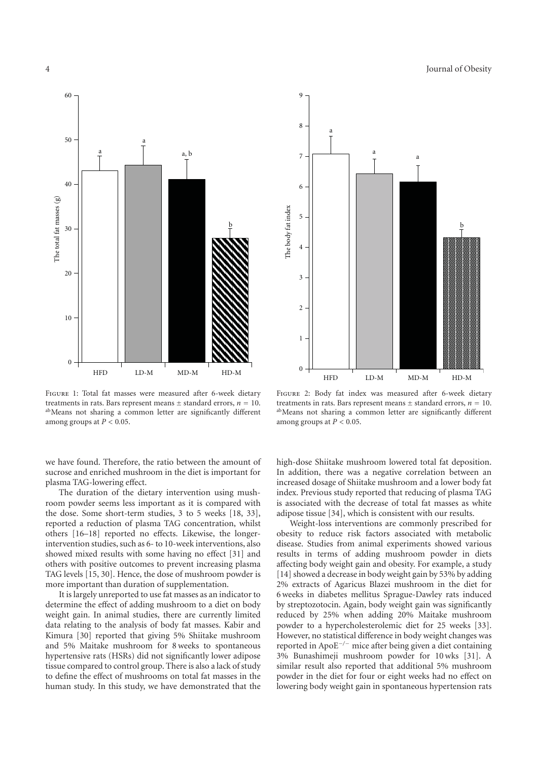Figure 1: Total fat masses were measured after 6-week dietary treatments in rats. Bars represent means ± standard errors, $n = 10$. [ab]Means not sharing a common letter are significantly different among groups at $P < 0.05$.

Figure 2: Body fat index was measured after 6-week dietary treatments in rats. Bars represent means ± standard errors, $n = 10$. [ab]Means not sharing a common letter are significantly different among groups at $P < 0.05$.

we have found. Therefore, the ratio between the amount of sucrose and enriched mushroom in the diet is important for plasma TAG-lowering effect.

The duration of the dietary intervention using mushroom powder seems less important as it is compared with the dose. Some short-term studies, 3 to 5 weeks [18, 33], reported a reduction of plasma TAG concentration, whilst others [16–18] reported no effects. Likewise, the longer-intervention studies, such as 6- to 10-week interventions, also showed mixed results with some having no effect [31] and others with positive outcomes to prevent increasing plasma TAG levels [15, 30]. Hence, the dose of mushroom powder is more important than duration of supplementation.

It is largely unreported to use fat masses as an indicator to determine the effect of adding mushroom to a diet on body weight gain. In animal studies, there are currently limited data relating to the analysis of body fat masses. Kabir and Kimura [30] reported that giving 5% Shiitake mushroom and 5% Maitake mushroom for 8 weeks to spontaneous hypertensive rats (HSRs) did not significantly lower adipose tissue compared to control group. There is also a lack of study to define the effect of mushrooms on total fat masses in the human study. In this study, we have demonstrated that the high-dose Shiitake mushroom lowered total fat deposition. In addition, there was a negative correlation between an increased dosage of Shiitake mushroom and a lower body fat index. Previous study reported that reducing of plasma TAG is associated with the decrease of total fat masses as white adipose tissue [34], which is consistent with our results.

Weight-loss interventions are commonly prescribed for obesity to reduce risk factors associated with metabolic disease. Studies from animal experiments showed various results in terms of adding mushroom powder in diets affecting body weight gain and obesity. For example, a study [14] showed a decrease in body weight gain by 53% by adding 2% extracts of Agaricus Blazei mushroom in the diet for 6 weeks in diabetes mellitus Sprague-Dawley rats induced by streptozotocin. Again, body weight gain was significantly reduced by 25% when adding 20% Maitake mushroom powder to a hypercholesterolemic diet for 25 weeks [33]. However, no statistical difference in body weight changes was reported in $ApoE^{-/-}$ mice after being given a diet containing 3% Bunashimeji mushroom powder for 10 wks [31]. A similar result also reported that additional 5% mushroom powder in the diet for four or eight weeks had no effect on lowering body weight gain in spontaneous hypertension rats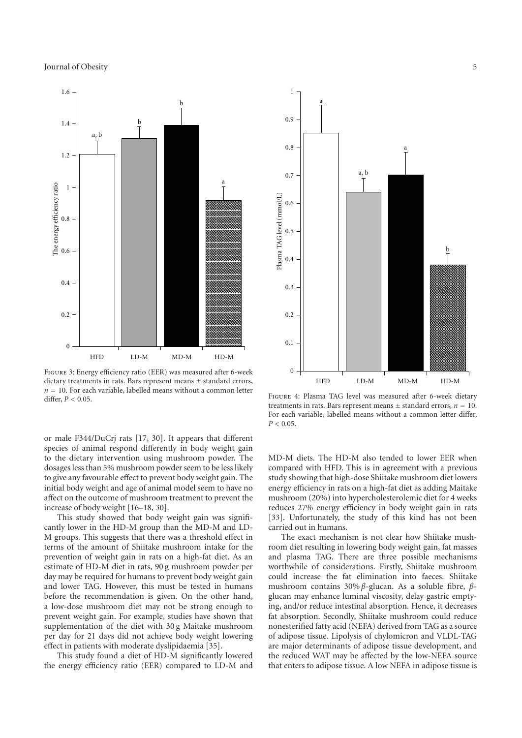Figure 3: Energy efficiency ratio (EER) was measured after 6-week dietary treatments in rats. Bars represent means ± standard errors, $n = 10$. For each variable, labelled means without a common letter differ, $P < 0.05$.

Figure 4: Plasma TAG level was measured after 6-week dietary treatments in rats. Bars represent means ± standard errors, $n = 10$. For each variable, labelled means without a common letter differ, $P < 0.05$.

or male F344/DuCrj rats [17, 30]. It appears that different species of animal respond differently in body weight gain to the dietary intervention using mushroom powder. The dosages less than 5% mushroom powder seem to be less likely to give any favourable effect to prevent body weight gain. The initial body weight and age of animal model seem to have no affect on the outcome of mushroom treatment to prevent the increase of body weight [16–18, 30].

This study showed that body weight gain was significantly lower in the HD-M group than the MD-M and LD-M groups. This suggests that there was a threshold effect in terms of the amount of Shiitake mushroom intake for the prevention of weight gain in rats on a high-fat diet. As an estimate of HD-M diet in rats, 90 g mushroom powder per day may be required for humans to prevent body weight gain and lower TAG. However, this must be tested in humans before the recommendation is given. On the other hand, a low-dose mushroom diet may not be strong enough to prevent weight gain. For example, studies have shown that supplementation of the diet with 30 g Maitake mushroom per day for 21 days did not achieve body weight lowering effect in patients with moderate dyslipidaemia [35].

This study found a diet of HD-M significantly lowered the energy efficiency ratio (EER) compared to LD-M and MD-M diets. The HD-M also tended to lower EER when compared with HFD. This is in agreement with a previous study showing that high-dose Shiitake mushroom diet lowers energy efficiency in rats on a high-fat diet as adding Maitake mushroom (20%) into hypercholesterolemic diet for 4 weeks reduces 27% energy efficiency in body weight gain in rats [33]. Unfortunately, the study of this kind has not been carried out in humans.

The exact mechanism is not clear how Shiitake mushroom diet resulting in lowering body weight gain, fat masses and plasma TAG. There are three possible mechanisms worthwhile of considerations. Firstly, Shiitake mushroom could increase the fat elimination into faeces. Shiitake mushroom contains 30% $\beta$-glucan. As a soluble fibre, $\beta$-glucan may enhance luminal viscosity, delay gastric emptying, and/or reduce intestinal absorption. Hence, it decreases fat absorption. Secondly, Shiitake mushroom could reduce nonesterified fatty acid (NEFA) derived from TAG as a source of adipose tissue. Lipolysis of chylomicron and VLDL-TAG are major determinants of adipose tissue development, and the reduced WAT may be affected by the low-NEFA source that enters to adipose tissue. A low NEFA in adipose tissue is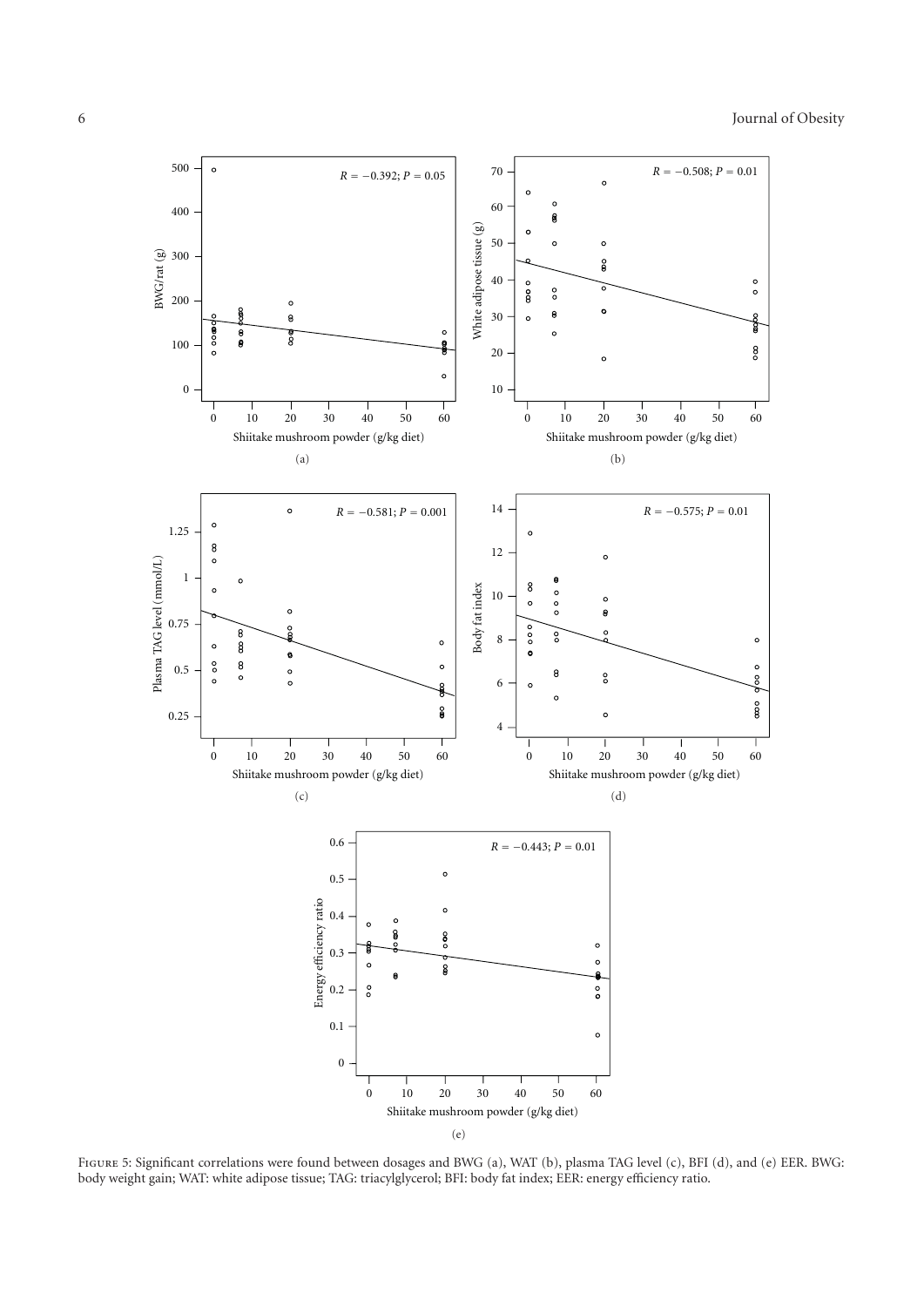Figure 5: Significant correlations were found between dosages and BWG (a), WAT (b), plasma TAG level (c), BFI (d), and (e) EER. BWG: body weight gain; WAT: white adipose tissue; TAG: triacylglycerol; BFI: body fat index; EER: energy efficiency ratio.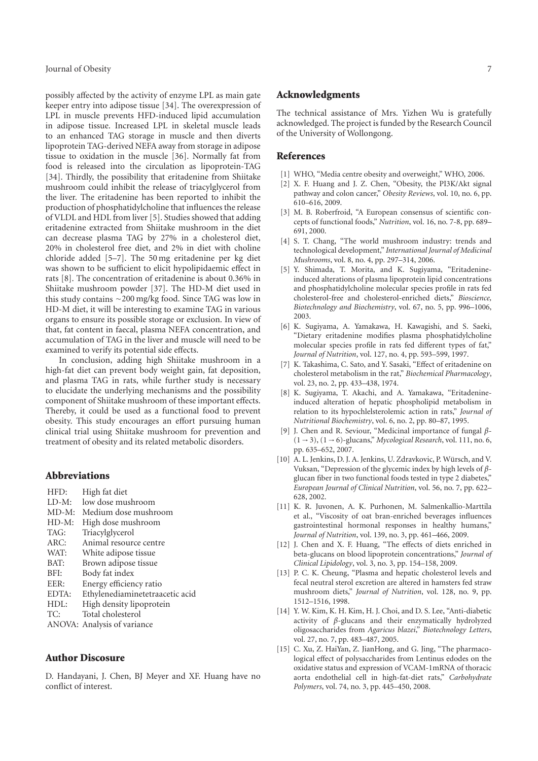possibly affected by the activity of enzyme LPL as main gate keeper entry into adipose tissue [34]. The overexpression of LPL in muscle prevents HFD-induced lipid accumulation in adipose tissue. Increased LPL in skeletal muscle leads to an enhanced TAG storage in muscle and then diverts lipoprotein TAG-derived NEFA away from storage in adipose tissue to oxidation in the muscle [36]. Normally fat from food is released into the circulation as lipoprotein-TAG [34]. Thirdly, the possibility that eritadenine from Shiitake mushroom could inhibit the release of triacylglycerol from the liver. The eritadenine has been reported to inhibit the production of phosphatidylcholine that influences the release of VLDL and HDL from liver [5]. Studies showed that adding eritadenine extracted from Shiitake mushroom in the diet can decrease plasma TAG by 27% in a cholesterol diet, 20% in cholesterol free diet, and 2% in diet with choline chloride added [5–7]. The 50 mg eritadenine per kg diet was shown to be sufficient to elicit hypolipidaemic effect in rats [8]. The concentration of eritadenine is about 0.36% in Shiitake mushroom powder [37]. The HD-M diet used in this study contains ∼200 mg/kg food. Since TAG was low in HD-M diet, it will be interesting to examine TAG in various organs to ensure its possible storage or exclusion. In view of that, fat content in faecal, plasma NEFA concentration, and accumulation of TAG in the liver and muscle will need to be examined to verify its potential side effects.

In conclusion, adding high Shiitake mushroom in a high-fat diet can prevent body weight gain, fat deposition, and plasma TAG in rats, while further study is necessary to elucidate the underlying mechanisms and the possibility component of Shiitake mushroom of these important effects. Thereby, it could be used as a functional food to prevent obesity. This study encourages an effort pursuing human clinical trial using Shiitake mushroom for prevention and treatment of obesity and its related metabolic disorders.

## Abbreviations

| | |
|---|---|
| HFD: | High fat diet |
| LD-M: | low dose mushroom |
| MD-M: | Medium dose mushroom |
| HD-M: | High dose mushroom |
| TAG: | Triacylglycerol |
| ARC: | Animal resource centre |
| WAT: | White adipose tissue |
| BAT: | Brown adipose tissue |
| BFI: | Body fat index |
| EER: | Energy efficiency ratio |
| EDTA: | Ethylenediaminetetraacetic acid |
| HDL: | High density lipoprotein |
| TC: | Total cholesterol |
| ANOVA: | Analysis of variance |

## Author Discosure

D. Handayani, J. Chen, BJ Meyer and XF. Huang have no conflict of interest.

## Acknowledgments

The technical assistance of Mrs. Yizhen Wu is gratefully acknowledged. The project is funded by the Research Council of the University of Wollongong.

## References

[1] WHO, "Media centre obesity and overweight," WHO, 2006.

[2] X. F. Huang and J. Z. Chen, "Obesity, the PI3K/Akt signal pathway and colon cancer," *Obesity Reviews*, vol. 10, no. 6, pp. 610–616, 2009.

[3] M. B. Roberfroid, "A European consensus of scientific concepts of functional foods," *Nutrition*, vol. 16, no. 7-8, pp. 689–691, 2000.

[4] S. T. Chang, "The world mushroom industry: trends and technological development," *International Journal of Medicinal Mushrooms*, vol. 8, no. 4, pp. 297–314, 2006.

[5] Y. Shimada, T. Morita, and K. Sugiyama, "Eritadenine-induced alterations of plasma lipoprotein lipid concentrations and phosphatidylcholine molecular species profile in rats fed cholesterol-free and cholesterol-enriched diets," *Bioscience, Biotechnology and Biochemistry*, vol. 67, no. 5, pp. 996–1006, 2003.

[6] K. Sugiyama, A. Yamakawa, H. Kawagishi, and S. Saeki, "Dietary eritadenine modifies plasma phosphatidylcholine molecular species profile in rats fed different types of fat," *Journal of Nutrition*, vol. 127, no. 4, pp. 593–599, 1997.

[7] K. Takashima, C. Sato, and Y. Sasaki, "Effect of eritadenine on cholesterol metabolism in the rat," *Biochemical Pharmacology*, vol. 23, no. 2, pp. 433–438, 1974.

[8] K. Sugiyama, T. Akachi, and A. Yamakawa, "Eritadenine-induced alteration of hepatic phospholipid metabolism in relation to its hypochlelsterolemic action in rats," *Journal of Nutritional Biochemistry*, vol. 6, no. 2, pp. 80–87, 1995.

[9] J. Chen and R. Seviour, "Medicinal importance of fungal $\beta$-$(1 \rightarrow 3)$, $(1 \rightarrow 6)$-glucans," *Mycological Research*, vol. 111, no. 6, pp. 635–652, 2007.

[10] A. L. Jenkins, D. J. A. Jenkins, U. Zdravkovic, P. Würsch, and V. Vuksan, "Depression of the glycemic index by high levels of $\beta$-glucan fiber in two functional foods tested in type 2 diabetes," *European Journal of Clinical Nutrition*, vol. 56, no. 7, pp. 622–628, 2002.

[11] K. R. Juvonen, A. K. Purhonen, M. Salmenkallio-Marttila et al., "Viscosity of oat bran-enriched beverages influences gastrointestinal hormonal responses in healthy humans," *Journal of Nutrition*, vol. 139, no. 3, pp. 461–466, 2009.

[12] J. Chen and X. F. Huang, "The effects of diets enriched in beta-glucans on blood lipoprotein concentrations," *Journal of Clinical Lipidology*, vol. 3, no. 3, pp. 154–158, 2009.

[13] P. C. K. Cheung, "Plasma and hepatic cholesterol levels and fecal neutral sterol excretion are altered in hamsters fed straw mushroom diets," *Journal of Nutrition*, vol. 128, no. 9, pp. 1512–1516, 1998.

[14] Y. W. Kim, K. H. Kim, H. J. Choi, and D. S. Lee, "Anti-diabetic activity of $\beta$-glucans and their enzymatically hydrolyzed oligosaccharides from *Agaricus blazei*," *Biotechnology Letters*, vol. 27, no. 7, pp. 483–487, 2005.

[15] C. Xu, Z. HaiYan, Z. JianHong, and G. Jing, "The pharmacological effect of polysaccharides from Lentinus edodes on the oxidative status and expression of VCAM-1mRNA of thoracic aorta endothelial cell in high-fat-diet rats," *Carbohydrate Polymers*, vol. 74, no. 3, pp. 445–450, 2008.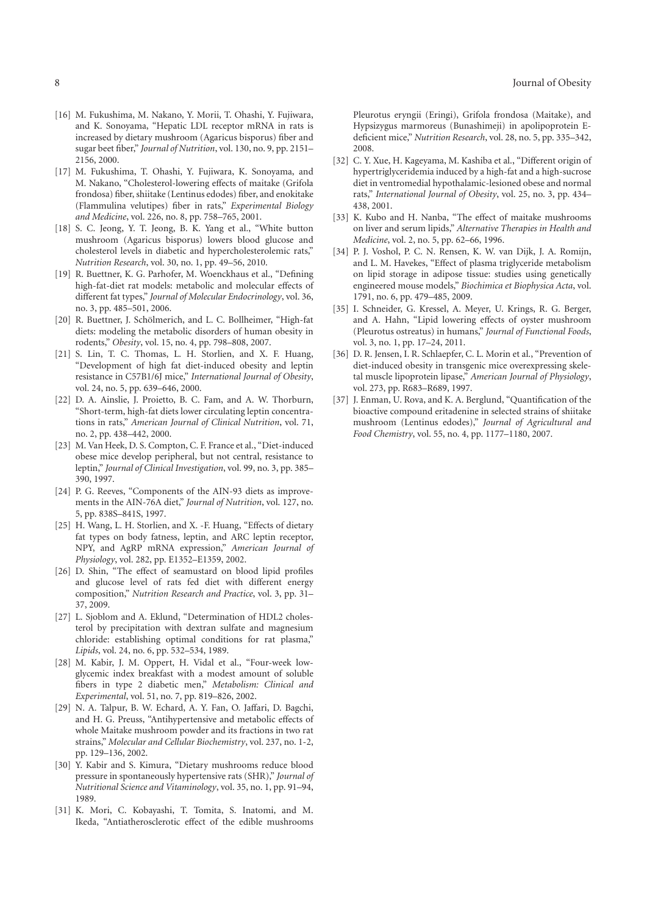[16] M. Fukushima, M. Nakano, Y. Morii, T. Ohashi, Y. Fujiwara, and K. Sonoyama, "Hepatic LDL receptor mRNA in rats is increased by dietary mushroom (Agaricus bisporus) fiber and sugar beet fiber," *Journal of Nutrition*, vol. 130, no. 9, pp. 2151–2156, 2000.

[17] M. Fukushima, T. Ohashi, Y. Fujiwara, K. Sonoyama, and M. Nakano, "Cholesterol-lowering effects of maitake (Grifola frondosa) fiber, shiitake (Lentinus edodes) fiber, and enokitake (Flammulina velutipes) fiber in rats," *Experimental Biology and Medicine*, vol. 226, no. 8, pp. 758–765, 2001.

[18] S. C. Jeong, Y. T. Jeong, B. K. Yang et al., "White button mushroom (Agaricus bisporus) lowers blood glucose and cholesterol levels in diabetic and hypercholesterolemic rats," *Nutrition Research*, vol. 30, no. 1, pp. 49–56, 2010.

[19] R. Buettner, K. G. Parhofer, M. Woenckhaus et al., "Defining high-fat-diet rat models: metabolic and molecular effects of different fat types," *Journal of Molecular Endocrinology*, vol. 36, no. 3, pp. 485–501, 2006.

[20] R. Buettner, J. Schölmerich, and L. C. Bollheimer, "High-fat diets: modeling the metabolic disorders of human obesity in rodents," *Obesity*, vol. 15, no. 4, pp. 798–808, 2007.

[21] S. Lin, T. C. Thomas, L. H. Storlien, and X. F. Huang, "Development of high fat diet-induced obesity and leptin resistance in C57Bl/6J mice," *International Journal of Obesity*, vol. 24, no. 5, pp. 639–646, 2000.

[22] D. A. Ainslie, J. Proietto, B. C. Fam, and A. W. Thorburn, "Short-term, high-fat diets lower circulating leptin concentrations in rats," *American Journal of Clinical Nutrition*, vol. 71, no. 2, pp. 438–442, 2000.

[23] M. Van Heek, D. S. Compton, C. F. France et al., "Diet-induced obese mice develop peripheral, but not central, resistance to leptin," *Journal of Clinical Investigation*, vol. 99, no. 3, pp. 385–390, 1997.

[24] P. G. Reeves, "Components of the AIN-93 diets as improvements in the AIN-76A diet," *Journal of Nutrition*, vol. 127, no. 5, pp. 838S–841S, 1997.

[25] H. Wang, L. H. Storlien, and X. -F. Huang, "Effects of dietary fat types on body fatness, leptin, and ARC leptin receptor, NPY, and AgRP mRNA expression," *American Journal of Physiology*, vol. 282, pp. E1352–E1359, 2002.

[26] D. Shin, "The effect of seamustard on blood lipid profiles and glucose level of rats fed diet with different energy composition," *Nutrition Research and Practice*, vol. 3, pp. 31–37, 2009.

[27] L. Sjoblom and A. Eklund, "Determination of HDL2 cholesterol by precipitation with dextran sulfate and magnesium chloride: establishing optimal conditions for rat plasma," *Lipids*, vol. 24, no. 6, pp. 532–534, 1989.

[28] M. Kabir, J. M. Oppert, H. Vidal et al., "Four-week low-glycemic index breakfast with a modest amount of soluble fibers in type 2 diabetic men," *Metabolism: Clinical and Experimental*, vol. 51, no. 7, pp. 819–826, 2002.

[29] N. A. Talpur, B. W. Echard, A. Y. Fan, O. Jaffari, D. Bagchi, and H. G. Preuss, "Antihypertensive and metabolic effects of whole Maitake mushroom powder and its fractions in two rat strains," *Molecular and Cellular Biochemistry*, vol. 237, no. 1-2, pp. 129–136, 2002.

[30] Y. Kabir and S. Kimura, "Dietary mushrooms reduce blood pressure in spontaneously hypertensive rats (SHR)," *Journal of Nutritional Science and Vitaminology*, vol. 35, no. 1, pp. 91–94, 1989.

[31] K. Mori, C. Kobayashi, T. Tomita, S. Inatomi, and M. Ikeda, "Antiatherosclerotic effect of the edible mushrooms Pleurotus eryngii (Eringi), Grifola frondosa (Maitake), and Hypsizygus marmoreus (Bunashimeji) in apolipoprotein E-deficient mice," *Nutrition Research*, vol. 28, no. 5, pp. 335–342, 2008.

[32] C. Y. Xue, H. Kageyama, M. Kashiba et al., "Different origin of hypertriglyceridemia induced by a high-fat and a high-sucrose diet in ventromedial hypothalamic-lesioned obese and normal rats," *International Journal of Obesity*, vol. 25, no. 3, pp. 434–438, 2001.

[33] K. Kubo and H. Nanba, "The effect of maitake mushrooms on liver and serum lipids," *Alternative Therapies in Health and Medicine*, vol. 2, no. 5, pp. 62–66, 1996.

[34] P. J. Voshol, P. C. N. Rensen, K. W. van Dijk, J. A. Romijn, and L. M. Havekes, "Effect of plasma triglyceride metabolism on lipid storage in adipose tissue: studies using genetically engineered mouse models," *Biochimica et Biophysica Acta*, vol. 1791, no. 6, pp. 479–485, 2009.

[35] I. Schneider, G. Kressel, A. Meyer, U. Krings, R. G. Berger, and A. Hahn, "Lipid lowering effects of oyster mushroom (Pleurotus ostreatus) in humans," *Journal of Functional Foods*, vol. 3, no. 1, pp. 17–24, 2011.

[36] D. R. Jensen, I. R. Schlaepfer, C. L. Morin et al., "Prevention of diet-induced obesity in transgenic mice overexpressing skeletal muscle lipoprotein lipase," *American Journal of Physiology*, vol. 273, pp. R683–R689, 1997.

[37] J. Enman, U. Rova, and K. A. Berglund, "Quantification of the bioactive compound eritadenine in selected strains of shiitake mushroom (Lentinus edodes)," *Journal of Agricultural and Food Chemistry*, vol. 55, no. 4, pp. 1177–1180, 2007.